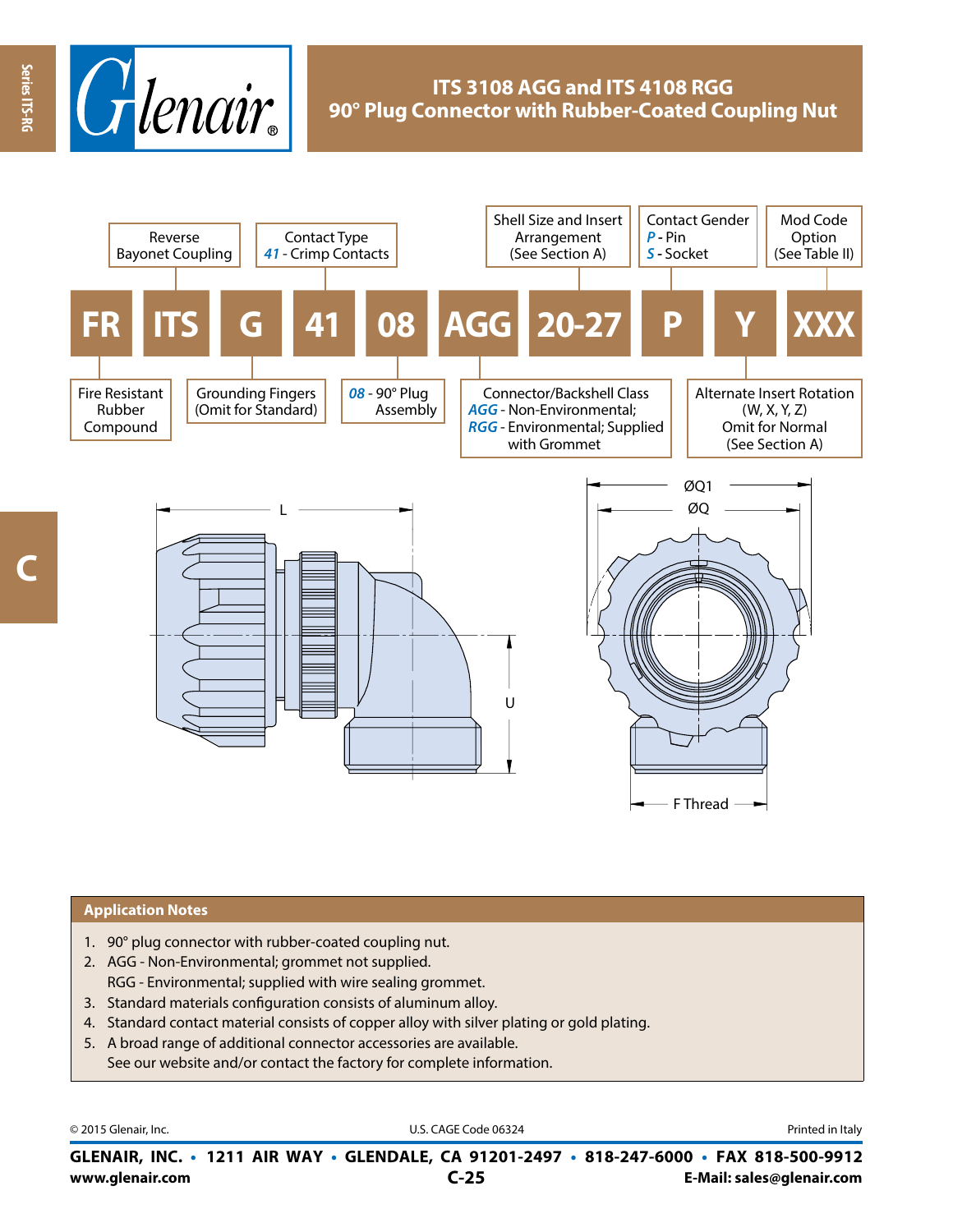# ITS 3108 AGG and ITS 4108 RGG
## 90° Plug Connector with Rubber-Coated Coupling Nut

| FR | ITS | G | 41 | 08 | AGG | 20-27 | P | Y | XXX |
|---|---|---|---|---|---|---|---|---|---|

- **FR** – Fire Resistant Rubber Compound
- **ITS** – Reverse Bayonet Coupling
- **G** – Grounding Fingers (Omit for Standard)
- **41** – Contact Type: *41* - Crimp Contacts
- **08** – *08* - 90° Plug Assembly
- **AGG** – Connector/Backshell Class: *AGG* - Non-Environmental; *RGG* - Environmental; Supplied with Grommet
- **20-27** – Shell Size and Insert Arrangement (See Section A)
- **P** – Contact Gender: *P* - Pin, *S* - Socket
- **Y** – Alternate Insert Rotation (W, X, Y, Z) Omit for Normal (See Section A)
- **XXX** – Mod Code Option (See Table II)

L, U, ØQ1, ØQ, F Thread

## Application Notes

1. 90° plug connector with rubber-coated coupling nut.
2. AGG - Non-Environmental; grommet not supplied.
   RGG - Environmental; supplied with wire sealing grommet.
3. Standard materials configuration consists of aluminum alloy.
4. Standard contact material consists of copper alloy with silver plating or gold plating.
5. A broad range of additional connector accessories are available.
   See our website and/or contact the factory for complete information.

© 2015 Glenair, Inc. U.S. CAGE Code 06324 Printed in Italy

**GLENAIR, INC. • 1211 AIR WAY • GLENDALE, CA 91201-2497 • 818-247-6000 • FAX 818-500-9912**
**www.glenair.com** **C-25** **E-Mail: sales@glenair.com**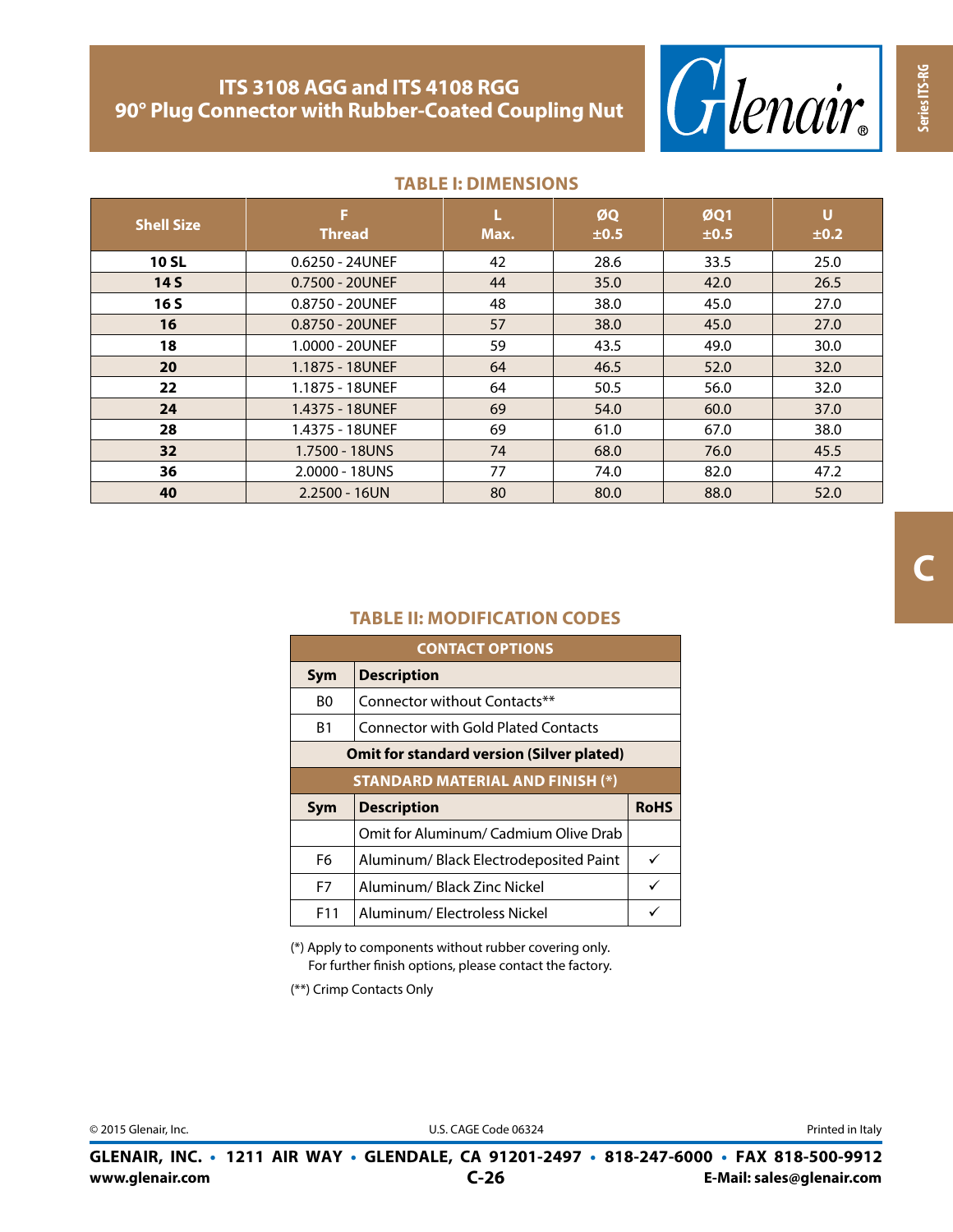# ITS 3108 AGG and ITS 4108 RGG
## 90° Plug Connector with Rubber-Coated Coupling Nut

### TABLE I: DIMENSIONS

| Shell Size | F Thread | L Max. | ØQ ±0.5 | ØQ1 ±0.5 | U ±0.2 |
|---|---|---|---|---|---|
| **10 SL** | 0.6250 - 24UNEF | 42 | 28.6 | 33.5 | 25.0 |
| **14 S** | 0.7500 - 20UNEF | 44 | 35.0 | 42.0 | 26.5 |
| **16 S** | 0.8750 - 20UNEF | 48 | 38.0 | 45.0 | 27.0 |
| **16** | 0.8750 - 20UNEF | 57 | 38.0 | 45.0 | 27.0 |
| **18** | 1.0000 - 20UNEF | 59 | 43.5 | 49.0 | 30.0 |
| **20** | 1.1875 - 18UNEF | 64 | 46.5 | 52.0 | 32.0 |
| **22** | 1.1875 - 18UNEF | 64 | 50.5 | 56.0 | 32.0 |
| **24** | 1.4375 - 18UNEF | 69 | 54.0 | 60.0 | 37.0 |
| **28** | 1.4375 - 18UNEF | 69 | 61.0 | 67.0 | 38.0 |
| **32** | 1.7500 - 18UNS | 74 | 68.0 | 76.0 | 45.5 |
| **36** | 2.0000 - 18UNS | 77 | 74.0 | 82.0 | 47.2 |
| **40** | 2.2500 - 16UN | 80 | 80.0 | 88.0 | 52.0 |

### TABLE II: MODIFICATION CODES

| CONTACT OPTIONS | | |
|---|---|---|
| **Sym** | **Description** | |
| B0 | Connector without Contacts** | |
| B1 | Connector with Gold Plated Contacts | |
| **Omit for standard version (Silver plated)** | | |
| **STANDARD MATERIAL AND FINISH (*)** | | |
| **Sym** | **Description** | **RoHS** |
| | Omit for Aluminum/ Cadmium Olive Drab | |
| F6 | Aluminum/ Black Electrodeposited Paint | ✓ |
| F7 | Aluminum/ Black Zinc Nickel | ✓ |
| F11 | Aluminum/ Electroless Nickel | ✓ |

(*) Apply to components without rubber covering only.
For further finish options, please contact the factory.

(**) Crimp Contacts Only